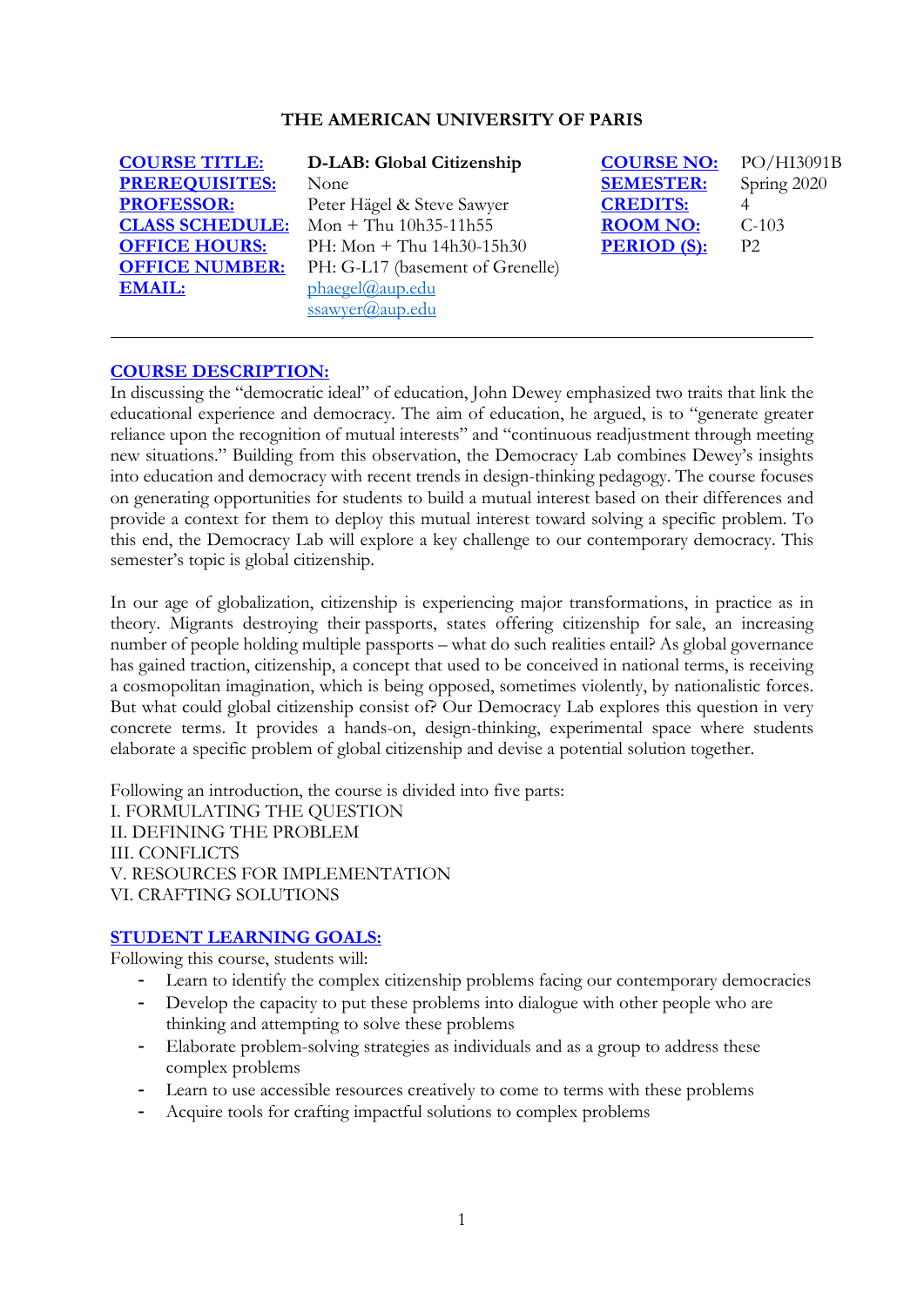**THE AMERICAN UNIVERSITY OF PARIS**

| | | | |
|---|---|---|---|
| **COURSE TITLE:** | **D-LAB: Global Citizenship** | **COURSE NO:** | PO/HI3091B |
| **PREREQUISITES:** | None | **SEMESTER:** | Spring 2020 |
| **PROFESSOR:** | Peter Hägel & Steve Sawyer | **CREDITS:** | 4 |
| **CLASS SCHEDULE:** | Mon + Thu 10h35-11h55 | **ROOM NO:** | C-103 |
| **OFFICE HOURS:** | PH: Mon + Thu 14h30-15h30 | **PERIOD (S):** | P2 |
| **OFFICE NUMBER:** | PH: G-L17 (basement of Grenelle) | | |
| **EMAIL:** | phaegel@aup.edu<br>ssawyer@aup.edu | | |

## COURSE DESCRIPTION:

In discussing the "democratic ideal" of education, John Dewey emphasized two traits that link the educational experience and democracy. The aim of education, he argued, is to "generate greater reliance upon the recognition of mutual interests" and "continuous readjustment through meeting new situations." Building from this observation, the Democracy Lab combines Dewey's insights into education and democracy with recent trends in design-thinking pedagogy. The course focuses on generating opportunities for students to build a mutual interest based on their differences and provide a context for them to deploy this mutual interest toward solving a specific problem. To this end, the Democracy Lab will explore a key challenge to our contemporary democracy. This semester's topic is global citizenship.

In our age of globalization, citizenship is experiencing major transformations, in practice as in theory. Migrants destroying their passports, states offering citizenship for sale, an increasing number of people holding multiple passports – what do such realities entail? As global governance has gained traction, citizenship, a concept that used to be conceived in national terms, is receiving a cosmopolitan imagination, which is being opposed, sometimes violently, by nationalistic forces. But what could global citizenship consist of? Our Democracy Lab explores this question in very concrete terms. It provides a hands-on, design-thinking, experimental space where students elaborate a specific problem of global citizenship and devise a potential solution together.

Following an introduction, the course is divided into five parts:
I. FORMULATING THE QUESTION
II. DEFINING THE PROBLEM
III. CONFLICTS
V. RESOURCES FOR IMPLEMENTATION
VI. CRAFTING SOLUTIONS

## STUDENT LEARNING GOALS:

Following this course, students will:

- Learn to identify the complex citizenship problems facing our contemporary democracies
- Develop the capacity to put these problems into dialogue with other people who are thinking and attempting to solve these problems
- Elaborate problem-solving strategies as individuals and as a group to address these complex problems
- Learn to use accessible resources creatively to come to terms with these problems
- Acquire tools for crafting impactful solutions to complex problems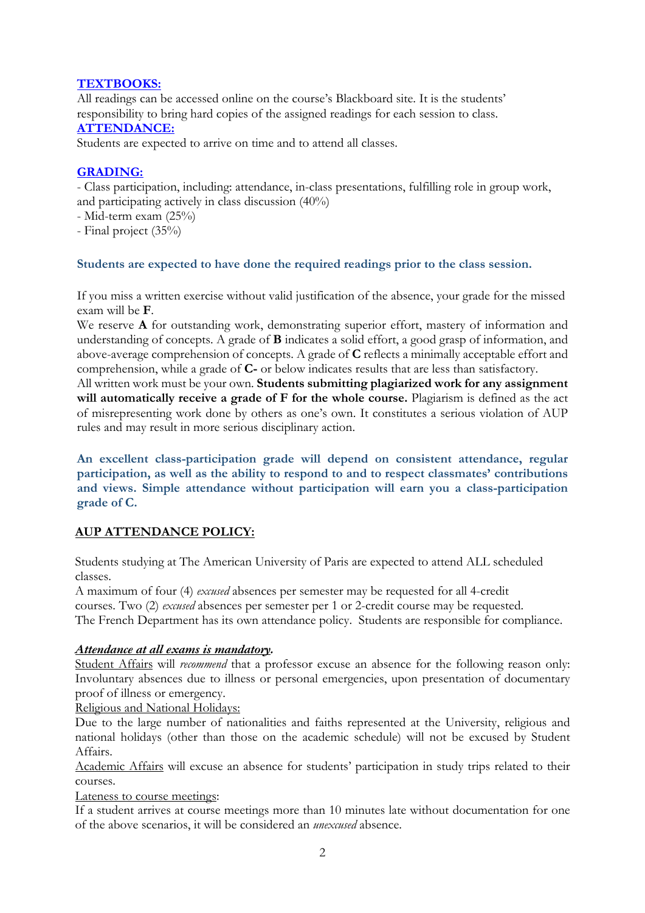## TEXTBOOKS:

All readings can be accessed online on the course's Blackboard site. It is the students' responsibility to bring hard copies of the assigned readings for each session to class.

## ATTENDANCE:

Students are expected to arrive on time and to attend all classes.

## GRADING:

- Class participation, including: attendance, in-class presentations, fulfilling role in group work, and participating actively in class discussion (40%)
- Mid-term exam (25%)
- Final project (35%)

**Students are expected to have done the required readings prior to the class session.**

If you miss a written exercise without valid justification of the absence, your grade for the missed exam will be **F**.

We reserve **A** for outstanding work, demonstrating superior effort, mastery of information and understanding of concepts. A grade of **B** indicates a solid effort, a good grasp of information, and above-average comprehension of concepts. A grade of **C** reflects a minimally acceptable effort and comprehension, while a grade of **C-** or below indicates results that are less than satisfactory.

All written work must be your own. **Students submitting plagiarized work for any assignment will automatically receive a grade of F for the whole course.** Plagiarism is defined as the act of misrepresenting work done by others as one's own. It constitutes a serious violation of AUP rules and may result in more serious disciplinary action.

**An excellent class-participation grade will depend on consistent attendance, regular participation, as well as the ability to respond to and to respect classmates' contributions and views. Simple attendance without participation will earn you a class-participation grade of C.**

## AUP ATTENDANCE POLICY:

Students studying at The American University of Paris are expected to attend ALL scheduled classes.

A maximum of four (4) *excused* absences per semester may be requested for all 4-credit courses. Two (2) *excused* absences per semester per 1 or 2-credit course may be requested.

The French Department has its own attendance policy. Students are responsible for compliance.

***Attendance at all exams is mandatory.***

Student Affairs will *recommend* that a professor excuse an absence for the following reason only: Involuntary absences due to illness or personal emergencies, upon presentation of documentary proof of illness or emergency.

Religious and National Holidays:

Due to the large number of nationalities and faiths represented at the University, religious and national holidays (other than those on the academic schedule) will not be excused by Student Affairs.

Academic Affairs will excuse an absence for students' participation in study trips related to their courses.

Lateness to course meetings:

If a student arrives at course meetings more than 10 minutes late without documentation for one of the above scenarios, it will be considered an *unexcused* absence.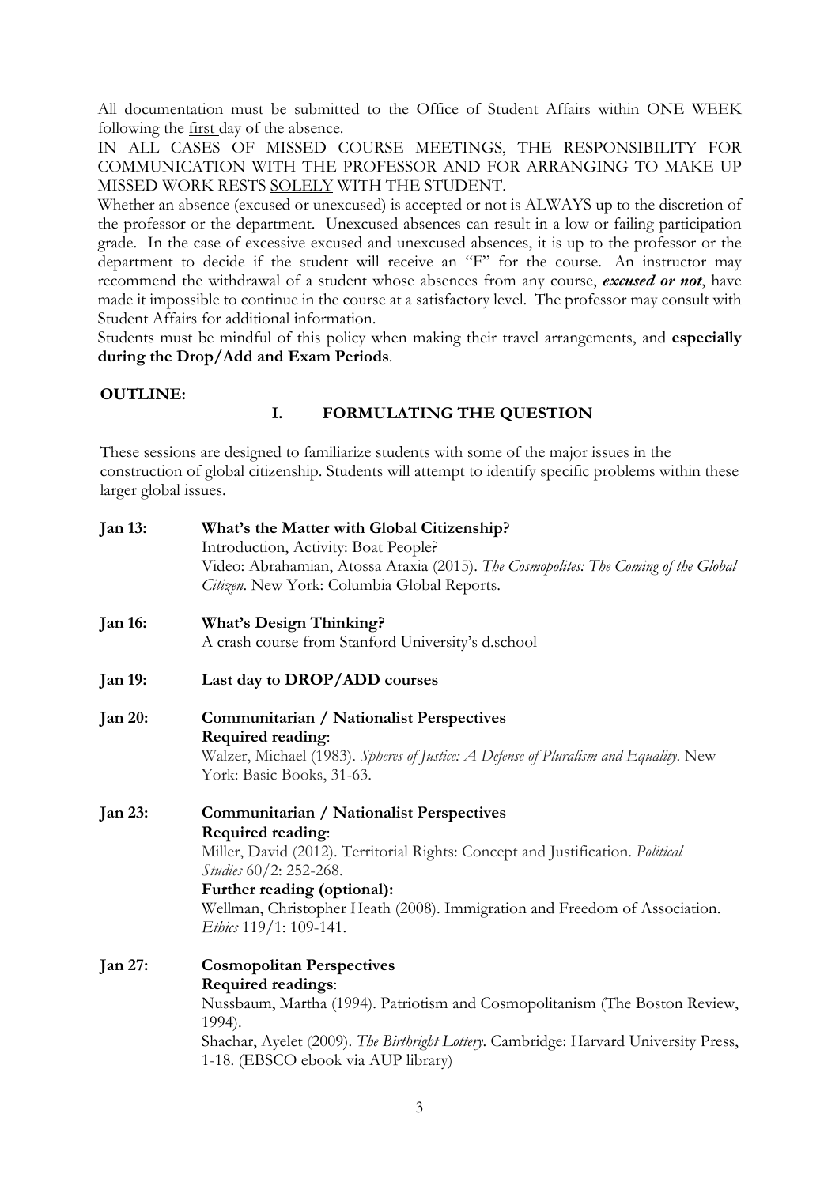All documentation must be submitted to the Office of Student Affairs within ONE WEEK following the first day of the absence.

IN ALL CASES OF MISSED COURSE MEETINGS, THE RESPONSIBILITY FOR COMMUNICATION WITH THE PROFESSOR AND FOR ARRANGING TO MAKE UP MISSED WORK RESTS SOLELY WITH THE STUDENT.

Whether an absence (excused or unexcused) is accepted or not is ALWAYS up to the discretion of the professor or the department. Unexcused absences can result in a low or failing participation grade. In the case of excessive excused and unexcused absences, it is up to the professor or the department to decide if the student will receive an "F" for the course. An instructor may recommend the withdrawal of a student whose absences from any course, ***excused or not***, have made it impossible to continue in the course at a satisfactory level. The professor may consult with Student Affairs for additional information.

Students must be mindful of this policy when making their travel arrangements, and **especially during the Drop/Add and Exam Periods**.

## OUTLINE:

### I. FORMULATING THE QUESTION

These sessions are designed to familiarize students with some of the major issues in the construction of global citizenship. Students will attempt to identify specific problems within these larger global issues.

**Jan 13:** **What's the Matter with Global Citizenship?**
Introduction, Activity: Boat People?
Video: Abrahamian, Atossa Araxia (2015). *The Cosmopolites: The Coming of the Global Citizen*. New York: Columbia Global Reports.

**Jan 16:** **What's Design Thinking?**
A crash course from Stanford University's d.school

**Jan 19:** **Last day to DROP/ADD courses**

**Jan 20:** **Communitarian / Nationalist Perspectives**
**Required reading**:
Walzer, Michael (1983). *Spheres of Justice: A Defense of Pluralism and Equality*. New York: Basic Books, 31-63.

**Jan 23:** **Communitarian / Nationalist Perspectives**
**Required reading**:
Miller, David (2012). Territorial Rights: Concept and Justification. *Political Studies* 60/2: 252-268.
**Further reading (optional):**
Wellman, Christopher Heath (2008). Immigration and Freedom of Association. *Ethics* 119/1: 109-141.

**Jan 27:** **Cosmopolitan Perspectives**
**Required readings**:
Nussbaum, Martha (1994). Patriotism and Cosmopolitanism (The Boston Review, 1994).
Shachar, Ayelet (2009). *The Birthright Lottery*. Cambridge: Harvard University Press, 1-18. (EBSCO ebook via AUP library)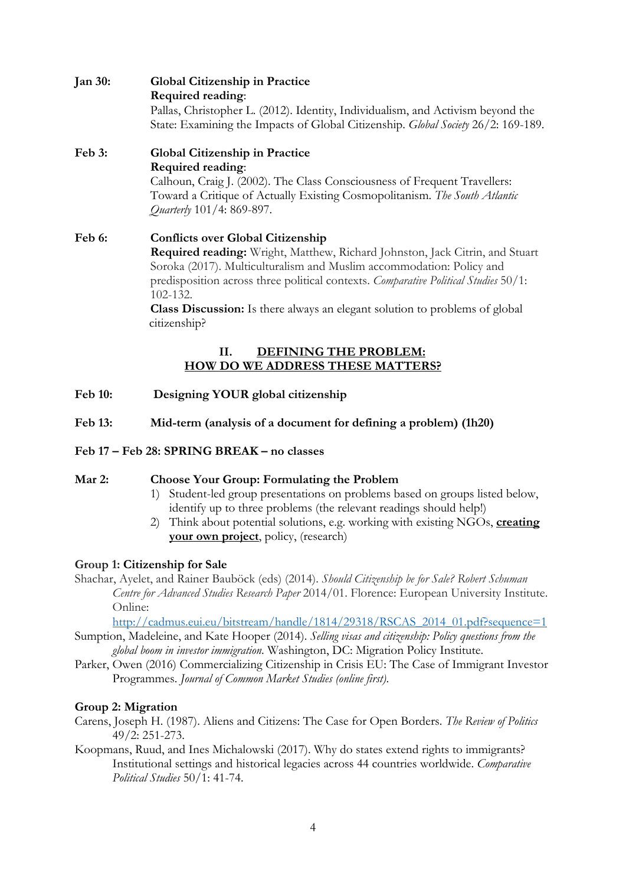**Jan 30:** **Global Citizenship in Practice**
**Required reading**:
Pallas, Christopher L. (2012). Identity, Individualism, and Activism beyond the State: Examining the Impacts of Global Citizenship. *Global Society* 26/2: 169-189.

**Feb 3:** **Global Citizenship in Practice**
**Required reading**:
Calhoun, Craig J. (2002). The Class Consciousness of Frequent Travellers: Toward a Critique of Actually Existing Cosmopolitanism. *The South Atlantic Quarterly* 101/4: 869-897.

**Feb 6:** **Conflicts over Global Citizenship**
**Required reading:** Wright, Matthew, Richard Johnston, Jack Citrin, and Stuart Soroka (2017). Multiculturalism and Muslim accommodation: Policy and predisposition across three political contexts. *Comparative Political Studies* 50/1: 102-132.
**Class Discussion:** Is there always an elegant solution to problems of global citizenship?

## II. DEFINING THE PROBLEM: HOW DO WE ADDRESS THESE MATTERS?

**Feb 10:** **Designing YOUR global citizenship**

**Feb 13:** **Mid-term (analysis of a document for defining a problem) (1h20)**

**Feb 17 – Feb 28: SPRING BREAK – no classes**

**Mar 2:** **Choose Your Group: Formulating the Problem**

1) Student-led group presentations on problems based on groups listed below, identify up to three problems (the relevant readings should help!)
2) Think about potential solutions, e.g. working with existing NGOs, **creating your own project**, policy, (research)

**Group 1: Citizenship for Sale**

Shachar, Ayelet, and Rainer Bauböck (eds) (2014). *Should Citizenship be for Sale? Robert Schuman Centre for Advanced Studies Research Paper* 2014/01. Florence: European University Institute. Online: http://cadmus.eui.eu/bitstream/handle/1814/29318/RSCAS_2014_01.pdf?sequence=1

Sumption, Madeleine, and Kate Hooper (2014). *Selling visas and citizenship: Policy questions from the global boom in investor immigration.* Washington, DC: Migration Policy Institute.

Parker, Owen (2016) Commercializing Citizenship in Crisis EU: The Case of Immigrant Investor Programmes. *Journal of Common Market Studies (online first).*

**Group 2: Migration**

Carens, Joseph H. (1987). Aliens and Citizens: The Case for Open Borders. *The Review of Politics* 49/2: 251-273.

Koopmans, Ruud, and Ines Michalowski (2017). Why do states extend rights to immigrants? Institutional settings and historical legacies across 44 countries worldwide. *Comparative Political Studies* 50/1: 41-74.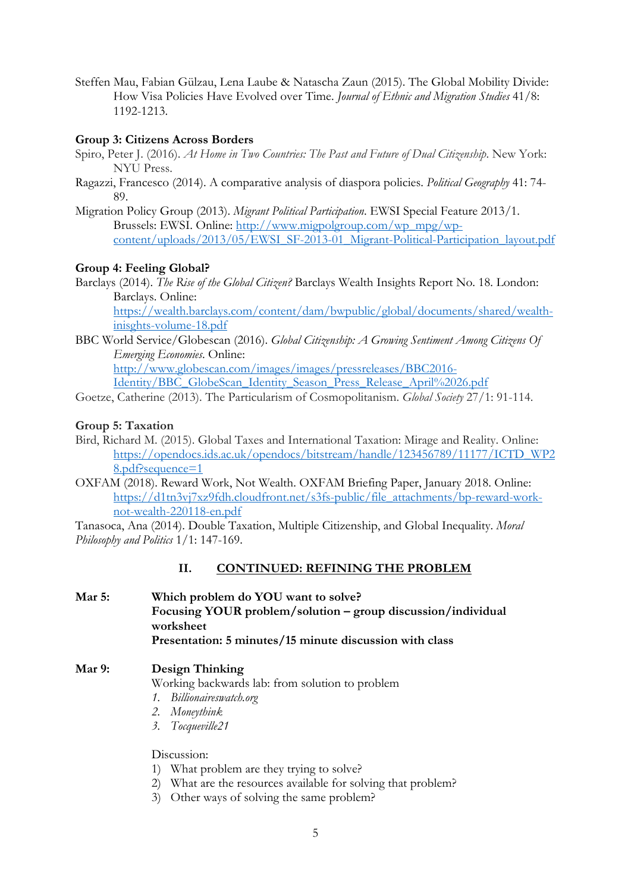Steffen Mau, Fabian Gülzau, Lena Laube & Natascha Zaun (2015). The Global Mobility Divide: How Visa Policies Have Evolved over Time. *Journal of Ethnic and Migration Studies* 41/8: 1192-1213.

**Group 3: Citizens Across Borders**

Spiro, Peter J. (2016). *At Home in Two Countries: The Past and Future of Dual Citizenship*. New York: NYU Press.

Ragazzi, Francesco (2014). A comparative analysis of diaspora policies. *Political Geography* 41: 74-89.

Migration Policy Group (2013). *Migrant Political Participation*. EWSI Special Feature 2013/1. Brussels: EWSI. Online: [http://www.migpolgroup.com/wp_mpg/wp-content/uploads/2013/05/EWSI_SF-2013-01_Migrant-Political-Participation_layout.pdf](http://www.migpolgroup.com/wp_mpg/wp-content/uploads/2013/05/EWSI_SF-2013-01_Migrant-Political-Participation_layout.pdf)

**Group 4: Feeling Global?**

Barclays (2014). *The Rise of the Global Citizen?* Barclays Wealth Insights Report No. 18. London: Barclays. Online: [https://wealth.barclays.com/content/dam/bwpublic/global/documents/shared/wealth-inisghts-volume-18.pdf](https://wealth.barclays.com/content/dam/bwpublic/global/documents/shared/wealth-inisghts-volume-18.pdf)

BBC World Service/Globescan (2016). *Global Citizenship: A Growing Sentiment Among Citizens Of Emerging Economies*. Online: [http://www.globescan.com/images/images/pressreleases/BBC2016-Identity/BBC_GlobeScan_Identity_Season_Press_Release_April%2026.pdf](http://www.globescan.com/images/images/pressreleases/BBC2016-Identity/BBC_GlobeScan_Identity_Season_Press_Release_April%2026.pdf)

Goetze, Catherine (2013). The Particularism of Cosmopolitanism. *Global Society* 27/1: 91-114.

**Group 5: Taxation**

Bird, Richard M. (2015). Global Taxes and International Taxation: Mirage and Reality. Online: [https://opendocs.ids.ac.uk/opendocs/bitstream/handle/123456789/11177/ICTD_WP28.pdf?sequence=1](https://opendocs.ids.ac.uk/opendocs/bitstream/handle/123456789/11177/ICTD_WP28.pdf?sequence=1)

OXFAM (2018). Reward Work, Not Wealth. OXFAM Briefing Paper, January 2018. Online: [https://d1tn3vj7xz9fdh.cloudfront.net/s3fs-public/file_attachments/bp-reward-work-not-wealth-220118-en.pdf](https://d1tn3vj7xz9fdh.cloudfront.net/s3fs-public/file_attachments/bp-reward-work-not-wealth-220118-en.pdf)

Tanasoca, Ana (2014). Double Taxation, Multiple Citizenship, and Global Inequality. *Moral Philosophy and Politics* 1/1: 147-169.

## II. CONTINUED: REFINING THE PROBLEM

**Mar 5:** **Which problem do YOU want to solve?**
**Focusing YOUR problem/solution – group discussion/individual worksheet**
**Presentation: 5 minutes/15 minute discussion with class**

**Mar 9:** **Design Thinking**

Working backwards lab: from solution to problem

1. *Billionaireswatch.org*
2. *Moneythink*
3. *Tocqueville21*

Discussion:

1) What problem are they trying to solve?
2) What are the resources available for solving that problem?
3) Other ways of solving the same problem?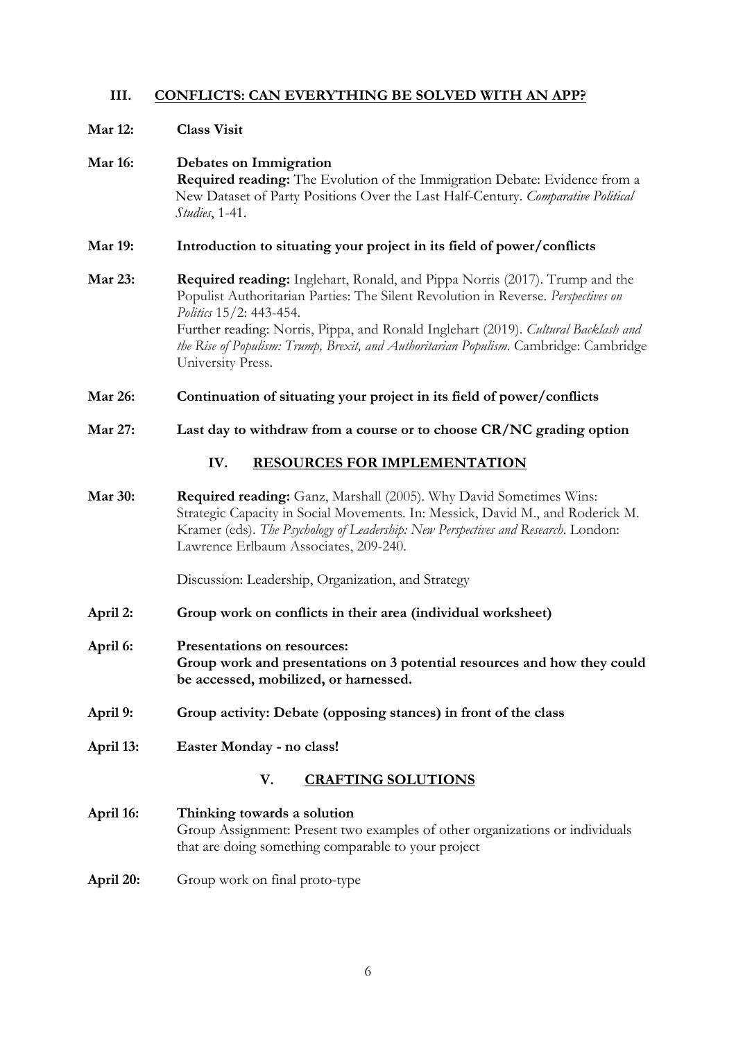## III. CONFLICTS: CAN EVERYTHING BE SOLVED WITH AN APP?

**Mar 12:** **Class Visit**

**Mar 16:** **Debates on Immigration**
**Required reading:** The Evolution of the Immigration Debate: Evidence from a New Dataset of Party Positions Over the Last Half-Century. *Comparative Political Studies*, 1-41.

**Mar 19:** **Introduction to situating your project in its field of power/conflicts**

**Mar 23:** **Required reading:** Inglehart, Ronald, and Pippa Norris (2017). Trump and the Populist Authoritarian Parties: The Silent Revolution in Reverse. *Perspectives on Politics* 15/2: 443-454.
Further reading: Norris, Pippa, and Ronald Inglehart (2019). *Cultural Backlash and the Rise of Populism: Trump, Brexit, and Authoritarian Populism*. Cambridge: Cambridge University Press.

**Mar 26:** **Continuation of situating your project in its field of power/conflicts**

**Mar 27:** **Last day to withdraw from a course or to choose CR/NC grading option**

## IV. RESOURCES FOR IMPLEMENTATION

**Mar 30:** **Required reading:** Ganz, Marshall (2005). Why David Sometimes Wins: Strategic Capacity in Social Movements. In: Messick, David M., and Roderick M. Kramer (eds). *The Psychology of Leadership: New Perspectives and Research*. London: Lawrence Erlbaum Associates, 209-240.

Discussion: Leadership, Organization, and Strategy

**April 2:** **Group work on conflicts in their area (individual worksheet)**

**April 6:** **Presentations on resources:**
**Group work and presentations on 3 potential resources and how they could be accessed, mobilized, or harnessed.**

**April 9:** **Group activity: Debate (opposing stances) in front of the class**

**April 13:** **Easter Monday - no class!**

## V. CRAFTING SOLUTIONS

**April 16:** **Thinking towards a solution**
Group Assignment: Present two examples of other organizations or individuals that are doing something comparable to your project

**April 20:** Group work on final proto-type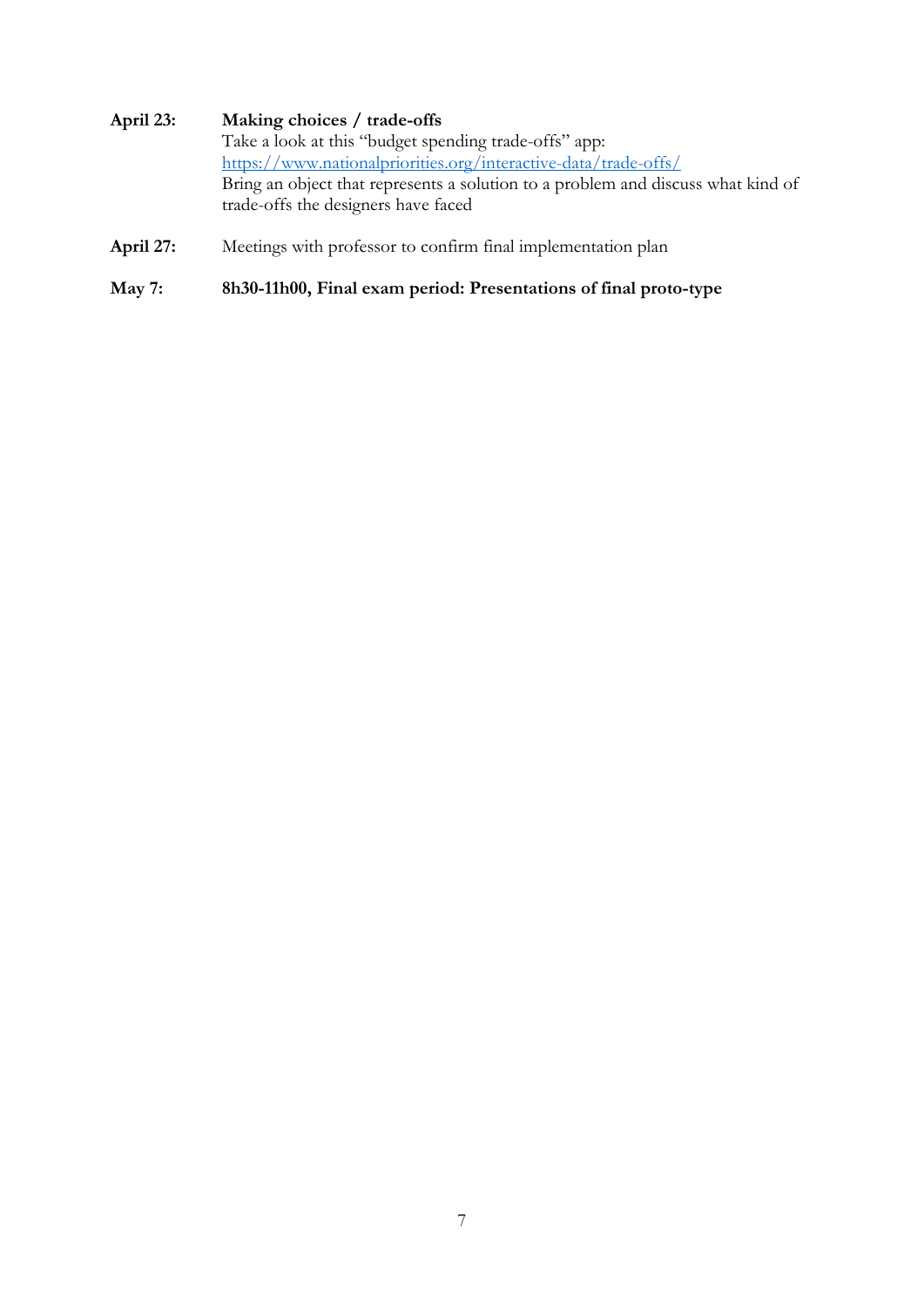**April 23:** **Making choices / trade-offs**
Take a look at this "budget spending trade-offs" app:
https://www.nationalpriorities.org/interactive-data/trade-offs/
Bring an object that represents a solution to a problem and discuss what kind of trade-offs the designers have faced

**April 27:** Meetings with professor to confirm final implementation plan

**May 7:** **8h30-11h00, Final exam period: Presentations of final proto-type**